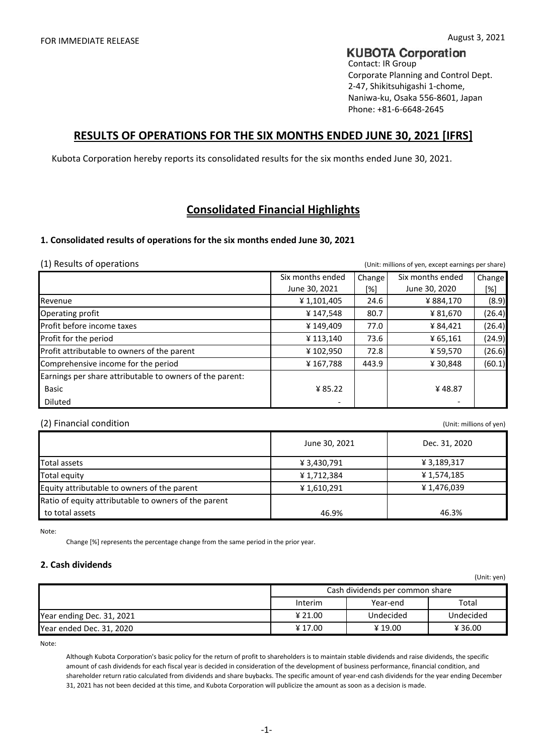FOR IMMEDIATE RELEASE

August 3, 2021

**KUBOTA Corporation**
Contact: IR Group
Corporate Planning and Control Dept.
2-47, Shikitsuhigashi 1-chome,
Naniwa-ku, Osaka 556-8601, Japan
Phone: +81-6-6648-2645

# RESULTS OF OPERATIONS FOR THE SIX MONTHS ENDED JUNE 30, 2021 [IFRS]

Kubota Corporation hereby reports its consolidated results for the six months ended June 30, 2021.

## Consolidated Financial Highlights

### 1. Consolidated results of operations for the six months ended June 30, 2021

(1) Results of operations (Unit: millions of yen, except earnings per share)

| | Six months ended June 30, 2021 | Change [%] | Six months ended June 30, 2020 | Change [%] |
|---|---|---|---|---|
| Revenue | ¥ 1,101,405 | 24.6 | ¥ 884,170 | (8.9) |
| Operating profit | ¥ 147,548 | 80.7 | ¥ 81,670 | (26.4) |
| Profit before income taxes | ¥ 149,409 | 77.0 | ¥ 84,421 | (26.4) |
| Profit for the period | ¥ 113,140 | 73.6 | ¥ 65,161 | (24.9) |
| Profit attributable to owners of the parent | ¥ 102,950 | 72.8 | ¥ 59,570 | (26.6) |
| Comprehensive income for the period | ¥ 167,788 | 443.9 | ¥ 30,848 | (60.1) |
| Earnings per share attributable to owners of the parent: | | | | |
| Basic | ¥ 85.22 | | ¥ 48.87 | |
| Diluted | - | | - | |

(2) Financial condition (Unit: millions of yen)

| | June 30, 2021 | Dec. 31, 2020 |
|---|---|---|
| Total assets | ¥ 3,430,791 | ¥ 3,189,317 |
| Total equity | ¥ 1,712,384 | ¥ 1,574,185 |
| Equity attributable to owners of the parent | ¥ 1,610,291 | ¥ 1,476,039 |
| Ratio of equity attributable to owners of the parent to total assets | 46.9% | 46.3% |

Note:

Change [%] represents the percentage change from the same period in the prior year.

### 2. Cash dividends

(Unit: yen)

| | Cash dividends per common share | | |
|---|---|---|---|
| | Interim | Year-end | Total |
| Year ending Dec. 31, 2021 | ¥ 21.00 | Undecided | Undecided |
| Year ended Dec. 31, 2020 | ¥ 17.00 | ¥ 19.00 | ¥ 36.00 |

Note:

Although Kubota Corporation's basic policy for the return of profit to shareholders is to maintain stable dividends and raise dividends, the specific amount of cash dividends for each fiscal year is decided in consideration of the development of business performance, financial condition, and shareholder return ratio calculated from dividends and share buybacks. The specific amount of year-end cash dividends for the year ending December 31, 2021 has not been decided at this time, and Kubota Corporation will publicize the amount as soon as a decision is made.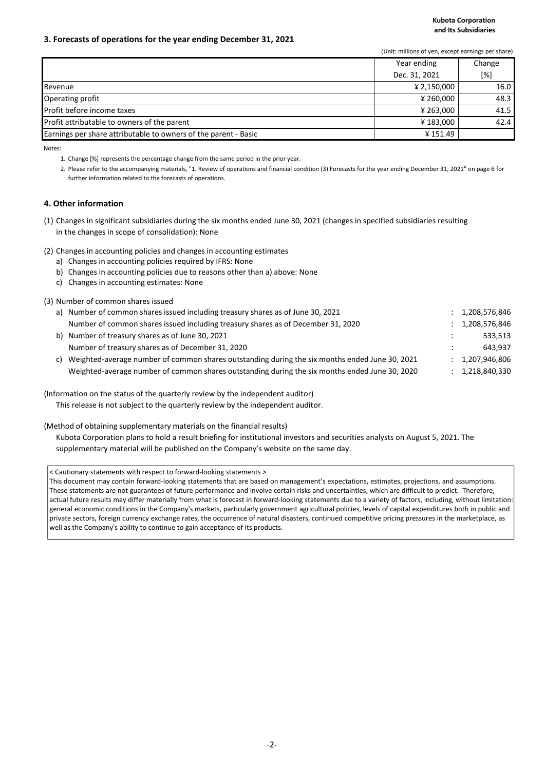### 3. Forecasts of operations for the year ending December 31, 2021

(Unit: millions of yen, except earnings per share)

| | Year ending Dec. 31, 2021 | Change [%] |
|---|---|---|
| Revenue | ¥ 2,150,000 | 16.0 |
| Operating profit | ¥ 260,000 | 48.3 |
| Profit before income taxes | ¥ 263,000 | 41.5 |
| Profit attributable to owners of the parent | ¥ 183,000 | 42.4 |
| Earnings per share attributable to owners of the parent - Basic | ¥ 151.49 | |

Notes:

1. Change [%] represents the percentage change from the same period in the prior year.
2. Please refer to the accompanying materials, "1. Review of operations and financial condition (3) Forecasts for the year ending December 31, 2021" on page 6 for further information related to the forecasts of operations.

### 4. Other information

(1) Changes in significant subsidiaries during the six months ended June 30, 2021 (changes in specified subsidiaries resulting in the changes in scope of consolidation): None

(2) Changes in accounting policies and changes in accounting estimates

a) Changes in accounting policies required by IFRS: None

b) Changes in accounting policies due to reasons other than a) above: None

c) Changes in accounting estimates: None

(3) Number of common shares issued

| | | |
|---|---|---|
| a) Number of common shares issued including treasury shares as of June 30, 2021 | : | 1,208,576,846 |
| Number of common shares issued including treasury shares as of December 31, 2020 | : | 1,208,576,846 |
| b) Number of treasury shares as of June 30, 2021 | : | 533,513 |
| Number of treasury shares as of December 31, 2020 | : | 643,937 |
| c) Weighted-average number of common shares outstanding during the six months ended June 30, 2021 | : | 1,207,946,806 |
| Weighted-average number of common shares outstanding during the six months ended June 30, 2020 | : | 1,218,840,330 |

(Information on the status of the quarterly review by the independent auditor)

This release is not subject to the quarterly review by the independent auditor.

(Method of obtaining supplementary materials on the financial results)

Kubota Corporation plans to hold a result briefing for institutional investors and securities analysts on August 5, 2021. The supplementary material will be published on the Company's website on the same day.

< Cautionary statements with respect to forward-looking statements >

This document may contain forward-looking statements that are based on management's expectations, estimates, projections, and assumptions. These statements are not guarantees of future performance and involve certain risks and uncertainties, which are difficult to predict. Therefore, actual future results may differ materially from what is forecast in forward-looking statements due to a variety of factors, including, without limitation: general economic conditions in the Company's markets, particularly government agricultural policies, levels of capital expenditures both in public and private sectors, foreign currency exchange rates, the occurrence of natural disasters, continued competitive pricing pressures in the marketplace, as well as the Company's ability to continue to gain acceptance of its products.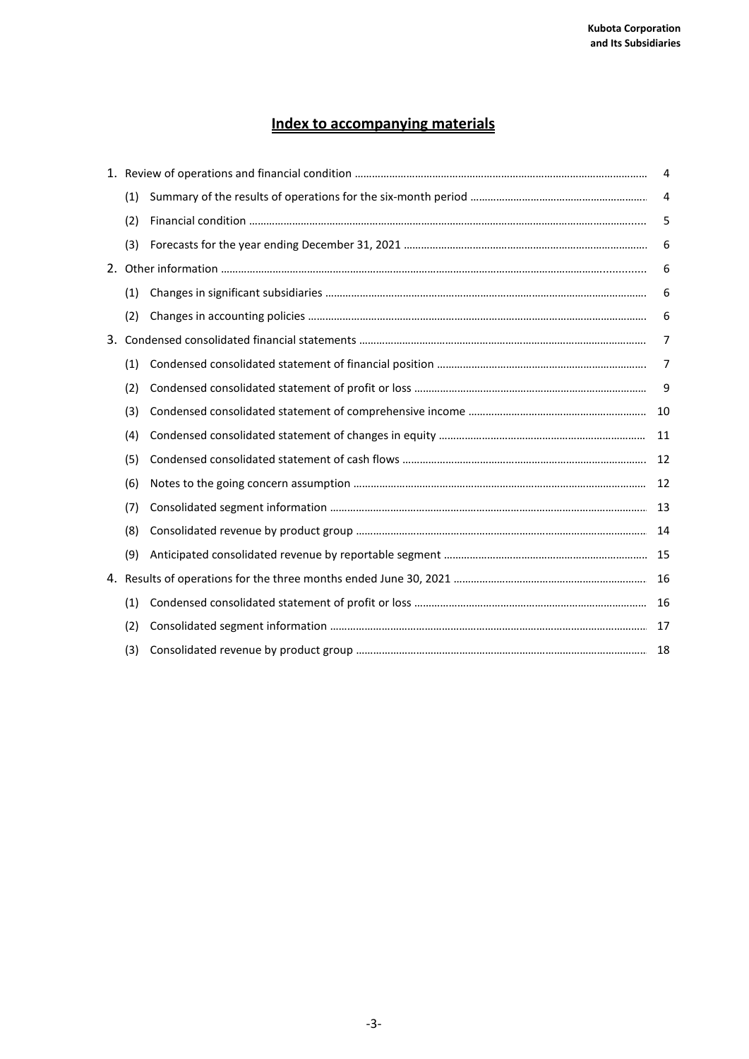# Index to accompanying materials

| | | |
|---|---|---|
| 1. | Review of operations and financial condition | 4 |
| | (1) Summary of the results of operations for the six-month period | 4 |
| | (2) Financial condition | 5 |
| | (3) Forecasts for the year ending December 31, 2021 | 6 |
| 2. | Other information | 6 |
| | (1) Changes in significant subsidiaries | 6 |
| | (2) Changes in accounting policies | 6 |
| 3. | Condensed consolidated financial statements | 7 |
| | (1) Condensed consolidated statement of financial position | 7 |
| | (2) Condensed consolidated statement of profit or loss | 9 |
| | (3) Condensed consolidated statement of comprehensive income | 10 |
| | (4) Condensed consolidated statement of changes in equity | 11 |
| | (5) Condensed consolidated statement of cash flows | 12 |
| | (6) Notes to the going concern assumption | 12 |
| | (7) Consolidated segment information | 13 |
| | (8) Consolidated revenue by product group | 14 |
| | (9) Anticipated consolidated revenue by reportable segment | 15 |
| 4. | Results of operations for the three months ended June 30, 2021 | 16 |
| | (1) Condensed consolidated statement of profit or loss | 16 |
| | (2) Consolidated segment information | 17 |
| | (3) Consolidated revenue by product group | 18 |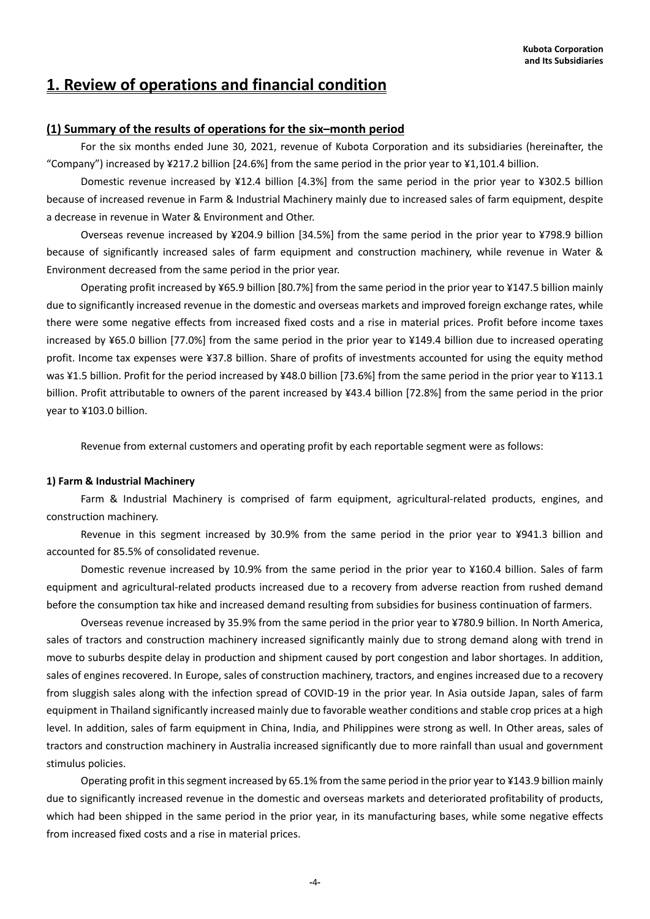# 1. Review of operations and financial condition

## (1) Summary of the results of operations for the six–month period

For the six months ended June 30, 2021, revenue of Kubota Corporation and its subsidiaries (hereinafter, the "Company") increased by ¥217.2 billion [24.6%] from the same period in the prior year to ¥1,101.4 billion.

Domestic revenue increased by ¥12.4 billion [4.3%] from the same period in the prior year to ¥302.5 billion because of increased revenue in Farm & Industrial Machinery mainly due to increased sales of farm equipment, despite a decrease in revenue in Water & Environment and Other.

Overseas revenue increased by ¥204.9 billion [34.5%] from the same period in the prior year to ¥798.9 billion because of significantly increased sales of farm equipment and construction machinery, while revenue in Water & Environment decreased from the same period in the prior year.

Operating profit increased by ¥65.9 billion [80.7%] from the same period in the prior year to ¥147.5 billion mainly due to significantly increased revenue in the domestic and overseas markets and improved foreign exchange rates, while there were some negative effects from increased fixed costs and a rise in material prices. Profit before income taxes increased by ¥65.0 billion [77.0%] from the same period in the prior year to ¥149.4 billion due to increased operating profit. Income tax expenses were ¥37.8 billion. Share of profits of investments accounted for using the equity method was ¥1.5 billion. Profit for the period increased by ¥48.0 billion [73.6%] from the same period in the prior year to ¥113.1 billion. Profit attributable to owners of the parent increased by ¥43.4 billion [72.8%] from the same period in the prior year to ¥103.0 billion.

Revenue from external customers and operating profit by each reportable segment were as follows:

#### 1) Farm & Industrial Machinery

Farm & Industrial Machinery is comprised of farm equipment, agricultural-related products, engines, and construction machinery.

Revenue in this segment increased by 30.9% from the same period in the prior year to ¥941.3 billion and accounted for 85.5% of consolidated revenue.

Domestic revenue increased by 10.9% from the same period in the prior year to ¥160.4 billion. Sales of farm equipment and agricultural-related products increased due to a recovery from adverse reaction from rushed demand before the consumption tax hike and increased demand resulting from subsidies for business continuation of farmers.

Overseas revenue increased by 35.9% from the same period in the prior year to ¥780.9 billion. In North America, sales of tractors and construction machinery increased significantly mainly due to strong demand along with trend in move to suburbs despite delay in production and shipment caused by port congestion and labor shortages. In addition, sales of engines recovered. In Europe, sales of construction machinery, tractors, and engines increased due to a recovery from sluggish sales along with the infection spread of COVID-19 in the prior year. In Asia outside Japan, sales of farm equipment in Thailand significantly increased mainly due to favorable weather conditions and stable crop prices at a high level. In addition, sales of farm equipment in China, India, and Philippines were strong as well. In Other areas, sales of tractors and construction machinery in Australia increased significantly due to more rainfall than usual and government stimulus policies.

Operating profit in this segment increased by 65.1% from the same period in the prior year to ¥143.9 billion mainly due to significantly increased revenue in the domestic and overseas markets and deteriorated profitability of products, which had been shipped in the same period in the prior year, in its manufacturing bases, while some negative effects from increased fixed costs and a rise in material prices.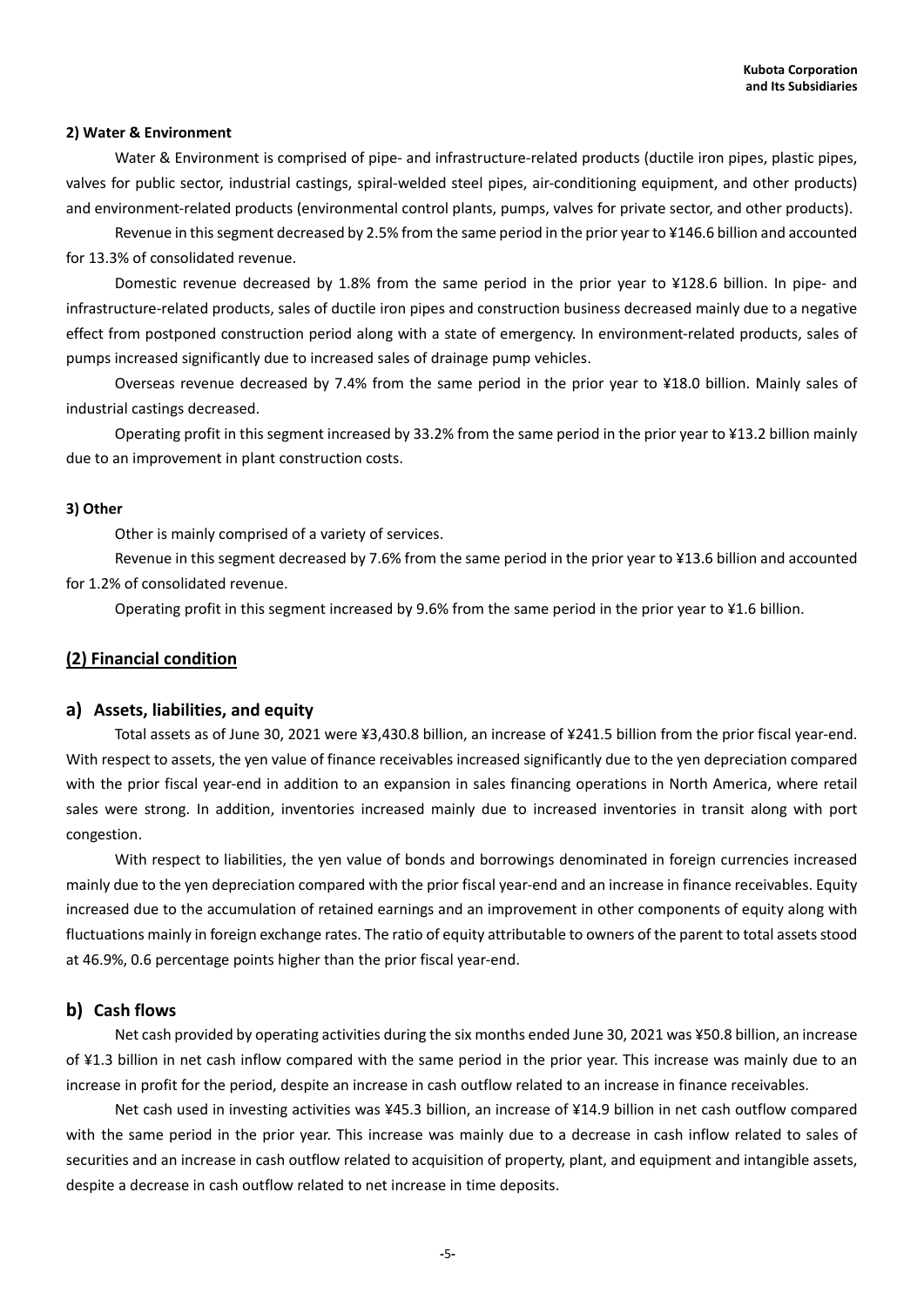### 2) Water & Environment

Water & Environment is comprised of pipe- and infrastructure-related products (ductile iron pipes, plastic pipes, valves for public sector, industrial castings, spiral-welded steel pipes, air-conditioning equipment, and other products) and environment-related products (environmental control plants, pumps, valves for private sector, and other products).

Revenue in this segment decreased by 2.5% from the same period in the prior year to ¥146.6 billion and accounted for 13.3% of consolidated revenue.

Domestic revenue decreased by 1.8% from the same period in the prior year to ¥128.6 billion. In pipe- and infrastructure-related products, sales of ductile iron pipes and construction business decreased mainly due to a negative effect from postponed construction period along with a state of emergency. In environment-related products, sales of pumps increased significantly due to increased sales of drainage pump vehicles.

Overseas revenue decreased by 7.4% from the same period in the prior year to ¥18.0 billion. Mainly sales of industrial castings decreased.

Operating profit in this segment increased by 33.2% from the same period in the prior year to ¥13.2 billion mainly due to an improvement in plant construction costs.

### 3) Other

Other is mainly comprised of a variety of services.

Revenue in this segment decreased by 7.6% from the same period in the prior year to ¥13.6 billion and accounted for 1.2% of consolidated revenue.

Operating profit in this segment increased by 9.6% from the same period in the prior year to ¥1.6 billion.

## (2) Financial condition

### a) Assets, liabilities, and equity

Total assets as of June 30, 2021 were ¥3,430.8 billion, an increase of ¥241.5 billion from the prior fiscal year-end. With respect to assets, the yen value of finance receivables increased significantly due to the yen depreciation compared with the prior fiscal year-end in addition to an expansion in sales financing operations in North America, where retail sales were strong. In addition, inventories increased mainly due to increased inventories in transit along with port congestion.

With respect to liabilities, the yen value of bonds and borrowings denominated in foreign currencies increased mainly due to the yen depreciation compared with the prior fiscal year-end and an increase in finance receivables. Equity increased due to the accumulation of retained earnings and an improvement in other components of equity along with fluctuations mainly in foreign exchange rates. The ratio of equity attributable to owners of the parent to total assets stood at 46.9%, 0.6 percentage points higher than the prior fiscal year-end.

### b) Cash flows

Net cash provided by operating activities during the six months ended June 30, 2021 was ¥50.8 billion, an increase of ¥1.3 billion in net cash inflow compared with the same period in the prior year. This increase was mainly due to an increase in profit for the period, despite an increase in cash outflow related to an increase in finance receivables.

Net cash used in investing activities was ¥45.3 billion, an increase of ¥14.9 billion in net cash outflow compared with the same period in the prior year. This increase was mainly due to a decrease in cash inflow related to sales of securities and an increase in cash outflow related to acquisition of property, plant, and equipment and intangible assets, despite a decrease in cash outflow related to net increase in time deposits.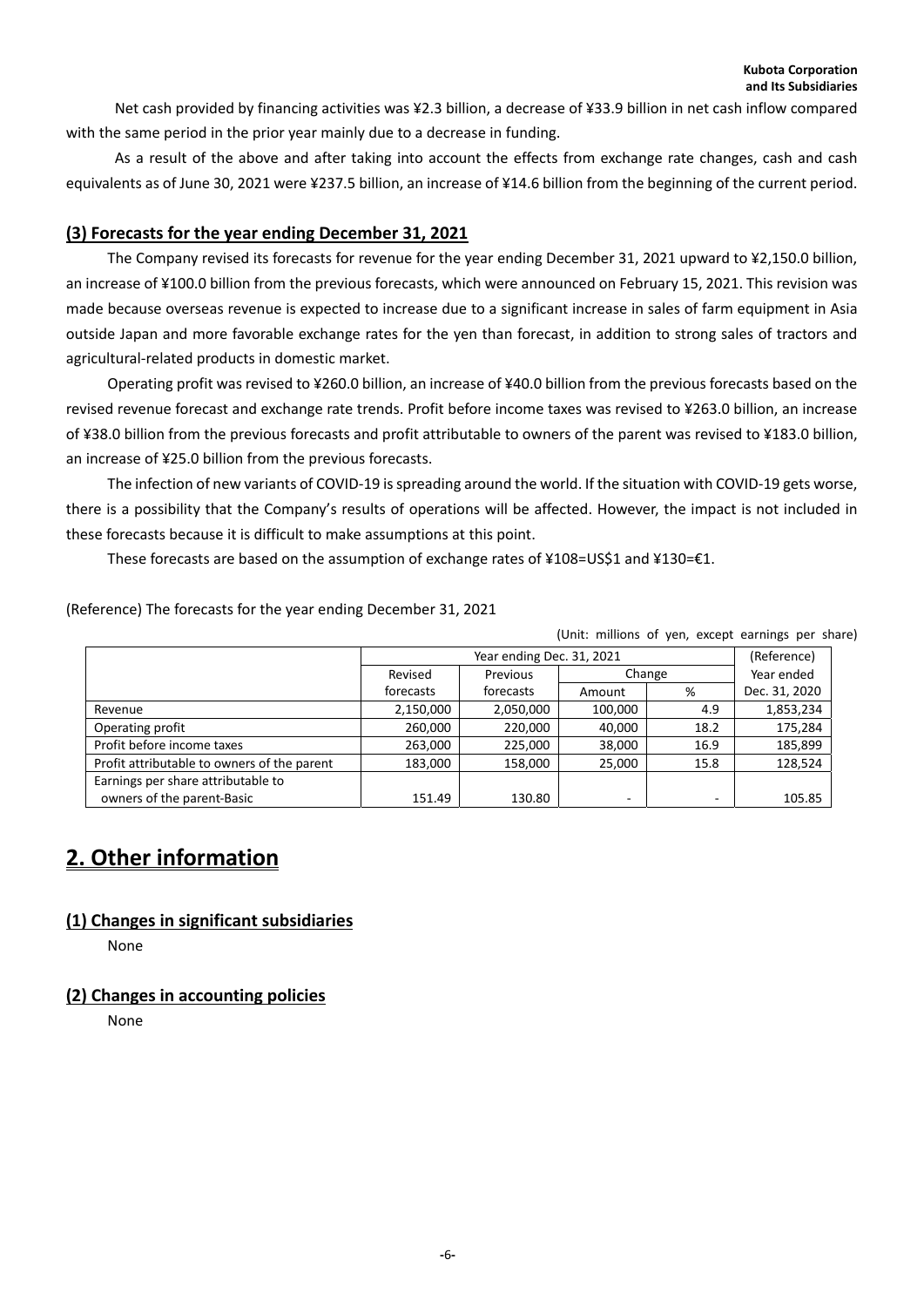Net cash provided by financing activities was ¥2.3 billion, a decrease of ¥33.9 billion in net cash inflow compared with the same period in the prior year mainly due to a decrease in funding.

As a result of the above and after taking into account the effects from exchange rate changes, cash and cash equivalents as of June 30, 2021 were ¥237.5 billion, an increase of ¥14.6 billion from the beginning of the current period.

### (3) Forecasts for the year ending December 31, 2021

The Company revised its forecasts for revenue for the year ending December 31, 2021 upward to ¥2,150.0 billion, an increase of ¥100.0 billion from the previous forecasts, which were announced on February 15, 2021. This revision was made because overseas revenue is expected to increase due to a significant increase in sales of farm equipment in Asia outside Japan and more favorable exchange rates for the yen than forecast, in addition to strong sales of tractors and agricultural-related products in domestic market.

Operating profit was revised to ¥260.0 billion, an increase of ¥40.0 billion from the previous forecasts based on the revised revenue forecast and exchange rate trends. Profit before income taxes was revised to ¥263.0 billion, an increase of ¥38.0 billion from the previous forecasts and profit attributable to owners of the parent was revised to ¥183.0 billion, an increase of ¥25.0 billion from the previous forecasts.

The infection of new variants of COVID-19 is spreading around the world. If the situation with COVID-19 gets worse, there is a possibility that the Company's results of operations will be affected. However, the impact is not included in these forecasts because it is difficult to make assumptions at this point.

These forecasts are based on the assumption of exchange rates of ¥108=US$1 and ¥130=€1.

(Reference) The forecasts for the year ending December 31, 2021

(Unit: millions of yen, except earnings per share)

| | Year ending Dec. 31, 2021 | | | | (Reference) |
|---|---|---|---|---|---|
| | Revised forecasts | Previous forecasts | Change | | Year ended Dec. 31, 2020 |
| | | | Amount | % | |
| Revenue | 2,150,000 | 2,050,000 | 100,000 | 4.9 | 1,853,234 |
| Operating profit | 260,000 | 220,000 | 40,000 | 18.2 | 175,284 |
| Profit before income taxes | 263,000 | 225,000 | 38,000 | 16.9 | 185,899 |
| Profit attributable to owners of the parent | 183,000 | 158,000 | 25,000 | 15.8 | 128,524 |
| Earnings per share attributable to owners of the parent-Basic | 151.49 | 130.80 | - | - | 105.85 |

## 2. Other information

### (1) Changes in significant subsidiaries

None

### (2) Changes in accounting policies

None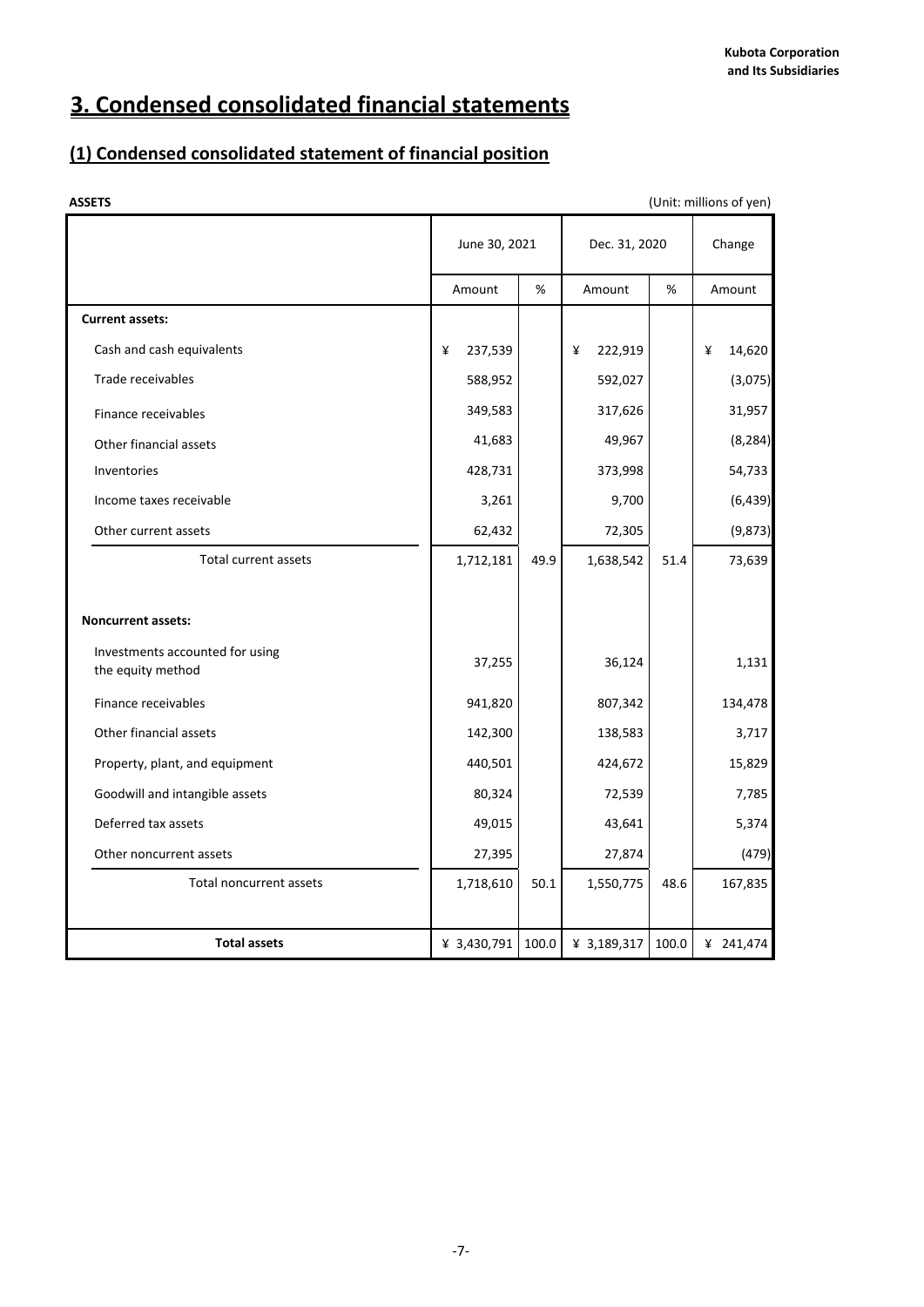# 3. Condensed consolidated financial statements

## (1) Condensed consolidated statement of financial position

**ASSETS** (Unit: millions of yen)

| | June 30, 2021 | | Dec. 31, 2020 | | Change |
|---|---|---|---|---|---|
| | Amount | % | Amount | % | Amount |
| **Current assets:** | | | | | |
| Cash and cash equivalents | ¥ 237,539 | | ¥ 222,919 | | ¥ 14,620 |
| Trade receivables | 588,952 | | 592,027 | | (3,075) |
| Finance receivables | 349,583 | | 317,626 | | 31,957 |
| Other financial assets | 41,683 | | 49,967 | | (8,284) |
| Inventories | 428,731 | | 373,998 | | 54,733 |
| Income taxes receivable | 3,261 | | 9,700 | | (6,439) |
| Other current assets | 62,432 | | 72,305 | | (9,873) |
| Total current assets | 1,712,181 | 49.9 | 1,638,542 | 51.4 | 73,639 |
| **Noncurrent assets:** | | | | | |
| Investments accounted for using the equity method | 37,255 | | 36,124 | | 1,131 |
| Finance receivables | 941,820 | | 807,342 | | 134,478 |
| Other financial assets | 142,300 | | 138,583 | | 3,717 |
| Property, plant, and equipment | 440,501 | | 424,672 | | 15,829 |
| Goodwill and intangible assets | 80,324 | | 72,539 | | 7,785 |
| Deferred tax assets | 49,015 | | 43,641 | | 5,374 |
| Other noncurrent assets | 27,395 | | 27,874 | | (479) |
| Total noncurrent assets | 1,718,610 | 50.1 | 1,550,775 | 48.6 | 167,835 |
| **Total assets** | ¥ 3,430,791 | 100.0 | ¥ 3,189,317 | 100.0 | ¥ 241,474 |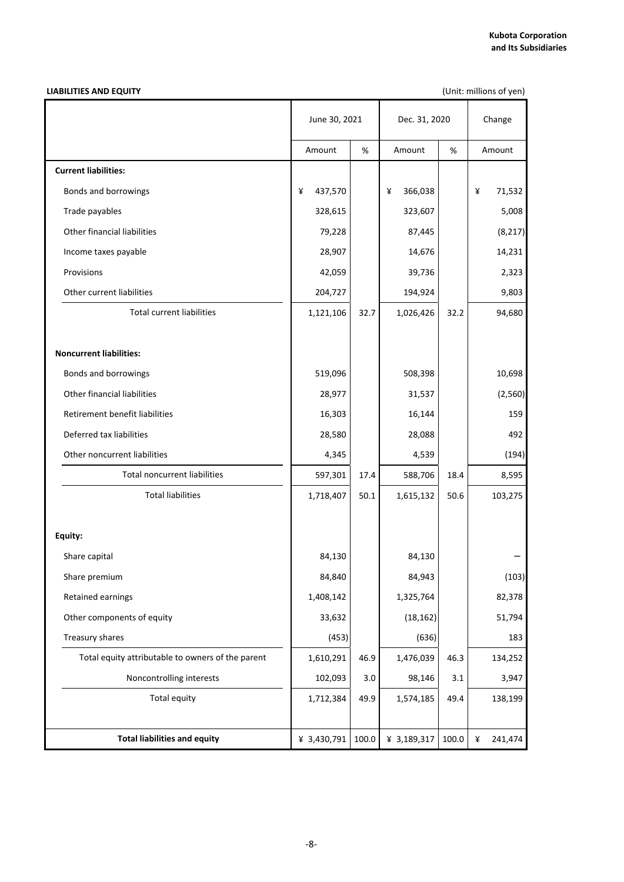**Kubota Corporation and Its Subsidiaries**

**LIABILITIES AND EQUITY**

(Unit: millions of yen)

| | June 30, 2021 | | Dec. 31, 2020 | | Change |
|---|---|---|---|---|---|
| | Amount | % | Amount | % | Amount |
| **Current liabilities:** | | | | | |
| Bonds and borrowings | ¥ 437,570 | | ¥ 366,038 | | ¥ 71,532 |
| Trade payables | 328,615 | | 323,607 | | 5,008 |
| Other financial liabilities | 79,228 | | 87,445 | | (8,217) |
| Income taxes payable | 28,907 | | 14,676 | | 14,231 |
| Provisions | 42,059 | | 39,736 | | 2,323 |
| Other current liabilities | 204,727 | | 194,924 | | 9,803 |
| Total current liabilities | 1,121,106 | 32.7 | 1,026,426 | 32.2 | 94,680 |
| **Noncurrent liabilities:** | | | | | |
| Bonds and borrowings | 519,096 | | 508,398 | | 10,698 |
| Other financial liabilities | 28,977 | | 31,537 | | (2,560) |
| Retirement benefit liabilities | 16,303 | | 16,144 | | 159 |
| Deferred tax liabilities | 28,580 | | 28,088 | | 492 |
| Other noncurrent liabilities | 4,345 | | 4,539 | | (194) |
| Total noncurrent liabilities | 597,301 | 17.4 | 588,706 | 18.4 | 8,595 |
| Total liabilities | 1,718,407 | 50.1 | 1,615,132 | 50.6 | 103,275 |
| **Equity:** | | | | | |
| Share capital | 84,130 | | 84,130 | | – |
| Share premium | 84,840 | | 84,943 | | (103) |
| Retained earnings | 1,408,142 | | 1,325,764 | | 82,378 |
| Other components of equity | 33,632 | | (18,162) | | 51,794 |
| Treasury shares | (453) | | (636) | | 183 |
| Total equity attributable to owners of the parent | 1,610,291 | 46.9 | 1,476,039 | 46.3 | 134,252 |
| Noncontrolling interests | 102,093 | 3.0 | 98,146 | 3.1 | 3,947 |
| Total equity | 1,712,384 | 49.9 | 1,574,185 | 49.4 | 138,199 |
| **Total liabilities and equity** | ¥ 3,430,791 | 100.0 | ¥ 3,189,317 | 100.0 | ¥ 241,474 |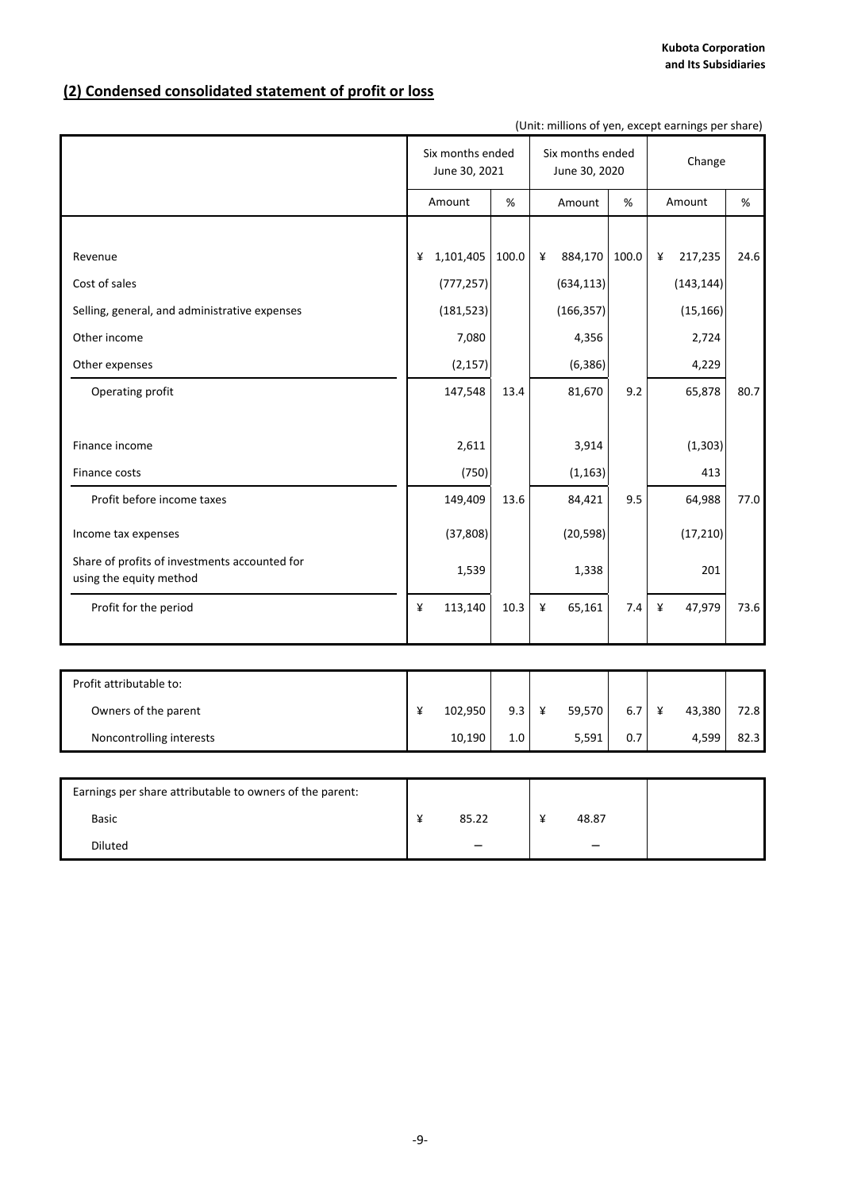## (2) Condensed consolidated statement of profit or loss

(Unit: millions of yen, except earnings per share)

| | Six months ended June 30, 2021 | | Six months ended June 30, 2020 | | Change | |
|---|---|---|---|---|---|---|
| | Amount | % | Amount | % | Amount | % |
| Revenue | ¥ 1,101,405 | 100.0 | ¥ 884,170 | 100.0 | ¥ 217,235 | 24.6 |
| Cost of sales | (777,257) | | (634,113) | | (143,144) | |
| Selling, general, and administrative expenses | (181,523) | | (166,357) | | (15,166) | |
| Other income | 7,080 | | 4,356 | | 2,724 | |
| Other expenses | (2,157) | | (6,386) | | 4,229 | |
| Operating profit | 147,548 | 13.4 | 81,670 | 9.2 | 65,878 | 80.7 |
| Finance income | 2,611 | | 3,914 | | (1,303) | |
| Finance costs | (750) | | (1,163) | | 413 | |
| Profit before income taxes | 149,409 | 13.6 | 84,421 | 9.5 | 64,988 | 77.0 |
| Income tax expenses | (37,808) | | (20,598) | | (17,210) | |
| Share of profits of investments accounted for using the equity method | 1,539 | | 1,338 | | 201 | |
| Profit for the period | ¥ 113,140 | 10.3 | ¥ 65,161 | 7.4 | ¥ 47,979 | 73.6 |

| | | | | | | |
|---|---|---|---|---|---|---|
| Profit attributable to: | | | | | | |
| Owners of the parent | ¥ 102,950 | 9.3 | ¥ 59,570 | 6.7 | ¥ 43,380 | 72.8 |
| Noncontrolling interests | 10,190 | 1.0 | 5,591 | 0.7 | 4,599 | 82.3 |

| | | | |
|---|---|---|---|
| Earnings per share attributable to owners of the parent: | | | |
| Basic | ¥ 85.22 | ¥ 48.87 | |
| Diluted | – | – | |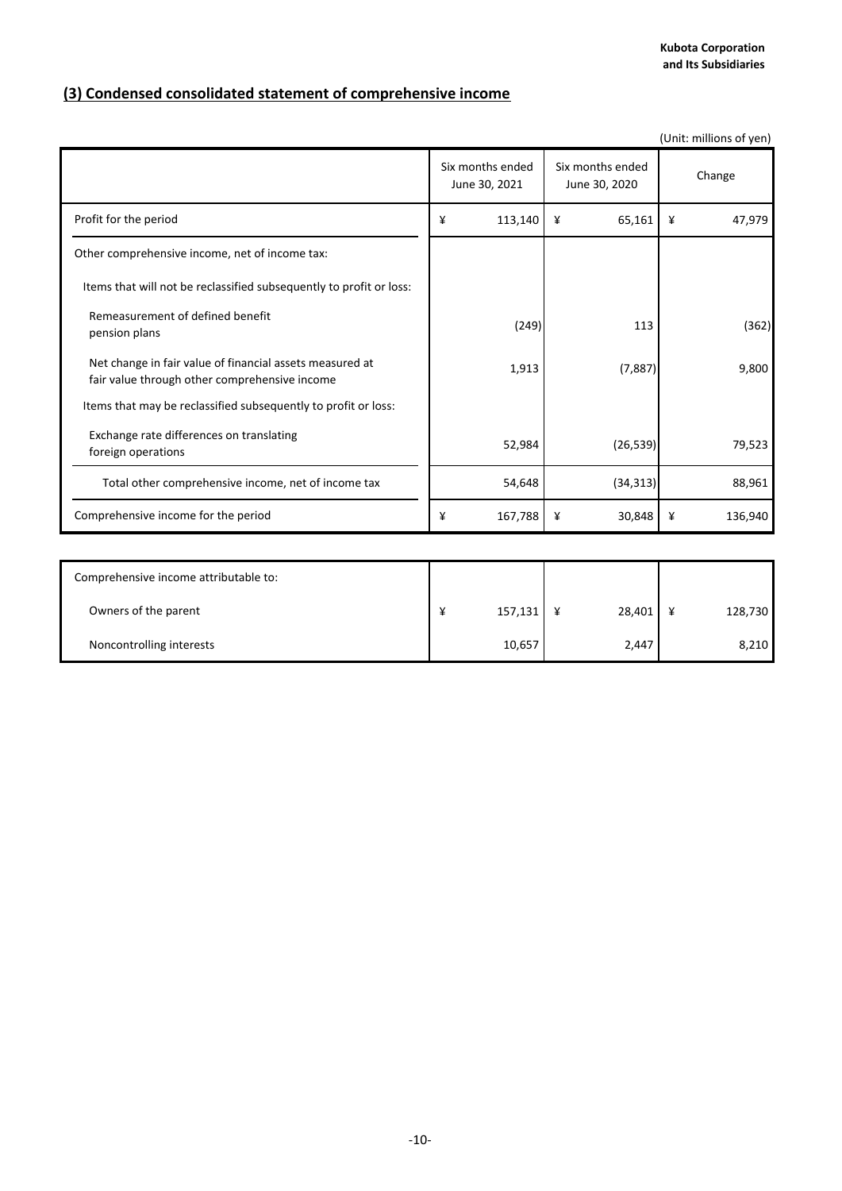## (3) Condensed consolidated statement of comprehensive income

(Unit: millions of yen)

| | Six months ended June 30, 2021 | Six months ended June 30, 2020 | Change |
|---|---|---|---|
| Profit for the period | ¥ 113,140 | ¥ 65,161 | ¥ 47,979 |
| Other comprehensive income, net of income tax: | | | |
| Items that will not be reclassified subsequently to profit or loss: | | | |
| Remeasurement of defined benefit pension plans | (249) | 113 | (362) |
| Net change in fair value of financial assets measured at fair value through other comprehensive income | 1,913 | (7,887) | 9,800 |
| Items that may be reclassified subsequently to profit or loss: | | | |
| Exchange rate differences on translating foreign operations | 52,984 | (26,539) | 79,523 |
| Total other comprehensive income, net of income tax | 54,648 | (34,313) | 88,961 |
| Comprehensive income for the period | ¥ 167,788 | ¥ 30,848 | ¥ 136,940 |

| | Six months ended June 30, 2021 | Six months ended June 30, 2020 | Change |
|---|---|---|---|
| Comprehensive income attributable to: | | | |
| Owners of the parent | ¥ 157,131 | ¥ 28,401 | ¥ 128,730 |
| Noncontrolling interests | 10,657 | 2,447 | 8,210 |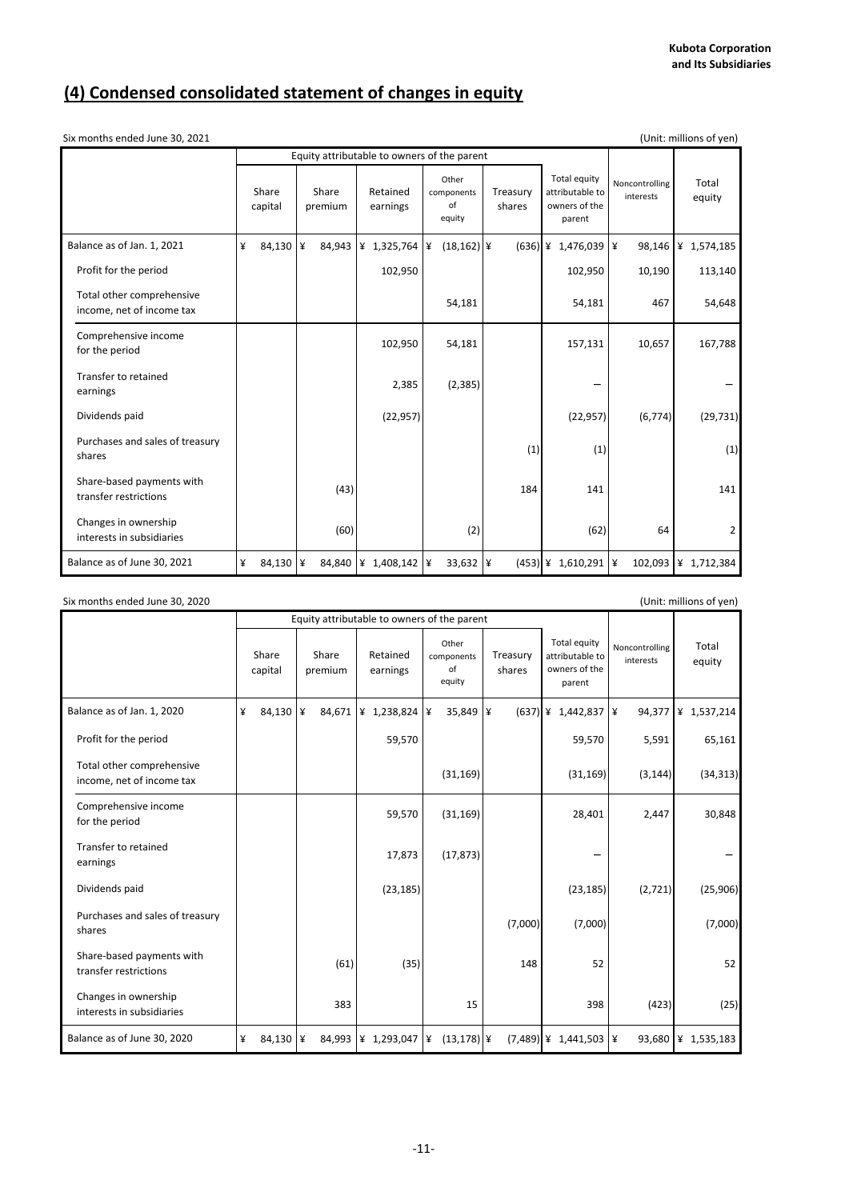# (4) Condensed consolidated statement of changes in equity

Six months ended June 30, 2021

(Unit: millions of yen)

| | Equity attributable to owners of the parent | | | | | | | |
|---|---|---|---|---|---|---|---|---|
| | Share capital | Share premium | Retained earnings | Other components of equity | Treasury shares | Total equity attributable to owners of the parent | Noncontrolling interests | Total equity |
| Balance as of Jan. 1, 2021 | ¥ 84,130 | ¥ 84,943 | ¥ 1,325,764 | ¥ (18,162) | ¥ (636) | ¥ 1,476,039 | ¥ 98,146 | ¥ 1,574,185 |
| Profit for the period | | | 102,950 | | | 102,950 | 10,190 | 113,140 |
| Total other comprehensive income, net of income tax | | | | 54,181 | | 54,181 | 467 | 54,648 |
| Comprehensive income for the period | | | 102,950 | 54,181 | | 157,131 | 10,657 | 167,788 |
| Transfer to retained earnings | | | 2,385 | (2,385) | | – | | – |
| Dividends paid | | | (22,957) | | | (22,957) | (6,774) | (29,731) |
| Purchases and sales of treasury shares | | | | | (1) | (1) | | (1) |
| Share-based payments with transfer restrictions | | (43) | | | 184 | 141 | | 141 |
| Changes in ownership interests in subsidiaries | | (60) | | (2) | | (62) | 64 | 2 |
| Balance as of June 30, 2021 | ¥ 84,130 | ¥ 84,840 | ¥ 1,408,142 | ¥ 33,632 | ¥ (453) | ¥ 1,610,291 | ¥ 102,093 | ¥ 1,712,384 |

Six months ended June 30, 2020

(Unit: millions of yen)

| | Equity attributable to owners of the parent | | | | | | | |
|---|---|---|---|---|---|---|---|---|
| | Share capital | Share premium | Retained earnings | Other components of equity | Treasury shares | Total equity attributable to owners of the parent | Noncontrolling interests | Total equity |
| Balance as of Jan. 1, 2020 | ¥ 84,130 | ¥ 84,671 | ¥ 1,238,824 | ¥ 35,849 | ¥ (637) | ¥ 1,442,837 | ¥ 94,377 | ¥ 1,537,214 |
| Profit for the period | | | 59,570 | | | 59,570 | 5,591 | 65,161 |
| Total other comprehensive income, net of income tax | | | | (31,169) | | (31,169) | (3,144) | (34,313) |
| Comprehensive income for the period | | | 59,570 | (31,169) | | 28,401 | 2,447 | 30,848 |
| Transfer to retained earnings | | | 17,873 | (17,873) | | – | | – |
| Dividends paid | | | (23,185) | | | (23,185) | (2,721) | (25,906) |
| Purchases and sales of treasury shares | | | | | (7,000) | (7,000) | | (7,000) |
| Share-based payments with transfer restrictions | | (61) | (35) | | 148 | 52 | | 52 |
| Changes in ownership interests in subsidiaries | | 383 | | 15 | | 398 | (423) | (25) |
| Balance as of June 30, 2020 | ¥ 84,130 | ¥ 84,993 | ¥ 1,293,047 | ¥ (13,178) | ¥ (7,489) | ¥ 1,441,503 | ¥ 93,680 | ¥ 1,535,183 |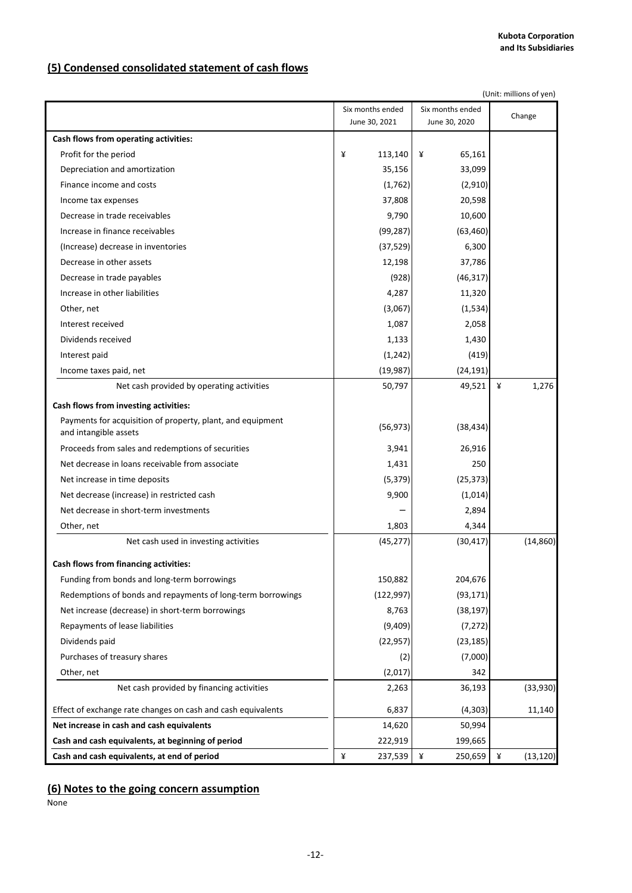## (5) Condensed consolidated statement of cash flows

(Unit: millions of yen)

| | Six months ended June 30, 2021 | Six months ended June 30, 2020 | Change |
|---|---|---|---|
| **Cash flows from operating activities:** | | | |
| Profit for the period | ¥ 113,140 | ¥ 65,161 | |
| Depreciation and amortization | 35,156 | 33,099 | |
| Finance income and costs | (1,762) | (2,910) | |
| Income tax expenses | 37,808 | 20,598 | |
| Decrease in trade receivables | 9,790 | 10,600 | |
| Increase in finance receivables | (99,287) | (63,460) | |
| (Increase) decrease in inventories | (37,529) | 6,300 | |
| Decrease in other assets | 12,198 | 37,786 | |
| Decrease in trade payables | (928) | (46,317) | |
| Increase in other liabilities | 4,287 | 11,320 | |
| Other, net | (3,067) | (1,534) | |
| Interest received | 1,087 | 2,058 | |
| Dividends received | 1,133 | 1,430 | |
| Interest paid | (1,242) | (419) | |
| Income taxes paid, net | (19,987) | (24,191) | |
| Net cash provided by operating activities | 50,797 | 49,521 | ¥ 1,276 |
| **Cash flows from investing activities:** | | | |
| Payments for acquisition of property, plant, and equipment and intangible assets | (56,973) | (38,434) | |
| Proceeds from sales and redemptions of securities | 3,941 | 26,916 | |
| Net decrease in loans receivable from associate | 1,431 | 250 | |
| Net increase in time deposits | (5,379) | (25,373) | |
| Net decrease (increase) in restricted cash | 9,900 | (1,014) | |
| Net decrease in short-term investments | – | 2,894 | |
| Other, net | 1,803 | 4,344 | |
| Net cash used in investing activities | (45,277) | (30,417) | (14,860) |
| **Cash flows from financing activities:** | | | |
| Funding from bonds and long-term borrowings | 150,882 | 204,676 | |
| Redemptions of bonds and repayments of long-term borrowings | (122,997) | (93,171) | |
| Net increase (decrease) in short-term borrowings | 8,763 | (38,197) | |
| Repayments of lease liabilities | (9,409) | (7,272) | |
| Dividends paid | (22,957) | (23,185) | |
| Purchases of treasury shares | (2) | (7,000) | |
| Other, net | (2,017) | 342 | |
| Net cash provided by financing activities | 2,263 | 36,193 | (33,930) |
| Effect of exchange rate changes on cash and cash equivalents | 6,837 | (4,303) | 11,140 |
| **Net increase in cash and cash equivalents** | 14,620 | 50,994 | |
| **Cash and cash equivalents, at beginning of period** | 222,919 | 199,665 | |
| **Cash and cash equivalents, at end of period** | ¥ 237,539 | ¥ 250,659 | ¥ (13,120) |

## (6) Notes to the going concern assumption

None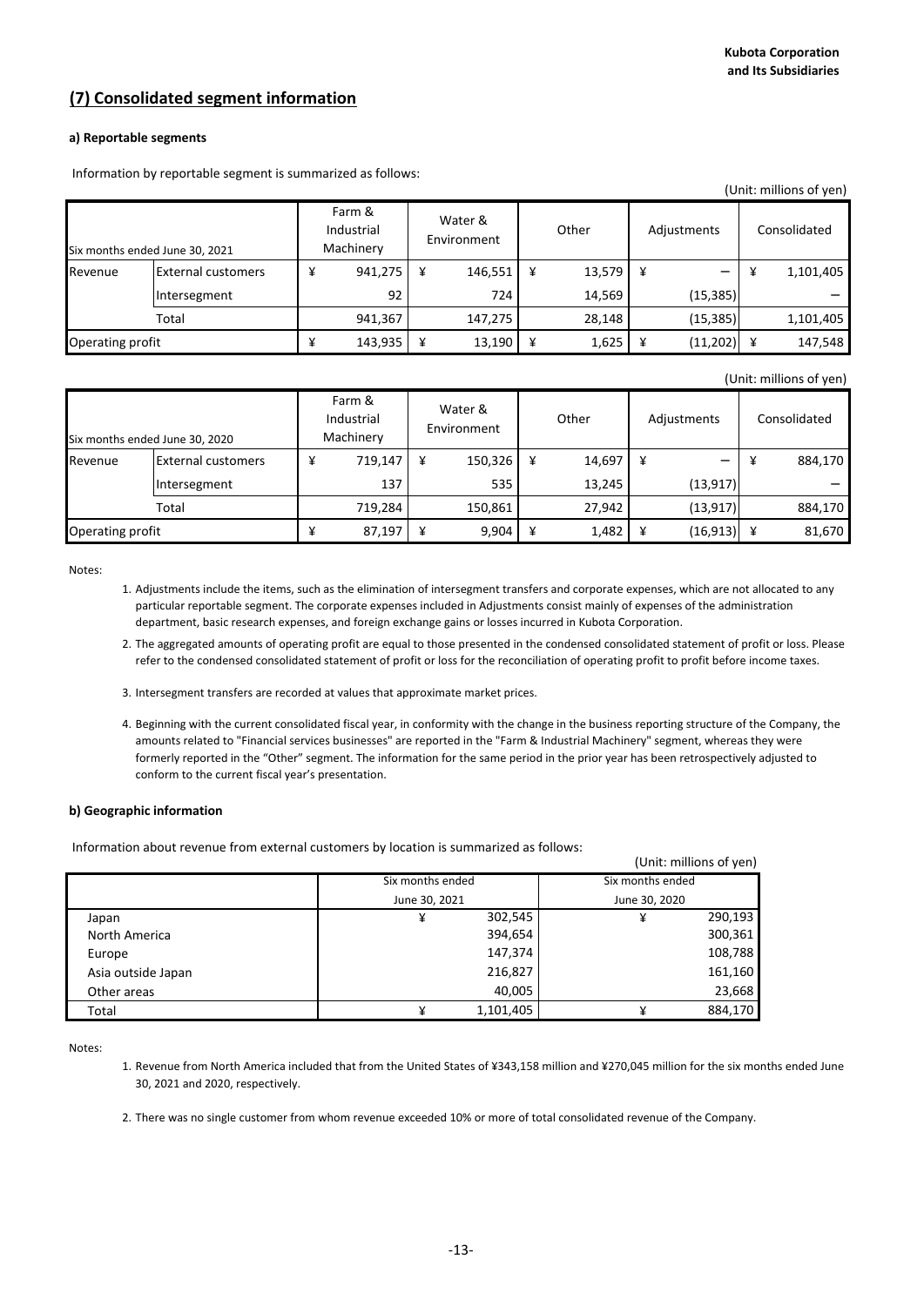## (7) Consolidated segment information

**a) Reportable segments**

Information by reportable segment is summarized as follows:

(Unit: millions of yen)

| Six months ended June 30, 2021 | | Farm & Industrial Machinery | Water & Environment | Other | Adjustments | Consolidated |
|---|---|---|---|---|---|---|
| Revenue | External customers | ¥ 941,275 | ¥ 146,551 | ¥ 13,579 | ¥ — | ¥ 1,101,405 |
| | Intersegment | 92 | 724 | 14,569 | (15,385) | — |
| | Total | 941,367 | 147,275 | 28,148 | (15,385) | 1,101,405 |
| Operating profit | | ¥ 143,935 | ¥ 13,190 | ¥ 1,625 | ¥ (11,202) | ¥ 147,548 |

(Unit: millions of yen)

| Six months ended June 30, 2020 | | Farm & Industrial Machinery | Water & Environment | Other | Adjustments | Consolidated |
|---|---|---|---|---|---|---|
| Revenue | External customers | ¥ 719,147 | ¥ 150,326 | ¥ 14,697 | ¥ — | ¥ 884,170 |
| | Intersegment | 137 | 535 | 13,245 | (13,917) | — |
| | Total | 719,284 | 150,861 | 27,942 | (13,917) | 884,170 |
| Operating profit | | ¥ 87,197 | ¥ 9,904 | ¥ 1,482 | ¥ (16,913) | ¥ 81,670 |

Notes:

1. Adjustments include the items, such as the elimination of intersegment transfers and corporate expenses, which are not allocated to any particular reportable segment. The corporate expenses included in Adjustments consist mainly of expenses of the administration department, basic research expenses, and foreign exchange gains or losses incurred in Kubota Corporation.
2. The aggregated amounts of operating profit are equal to those presented in the condensed consolidated statement of profit or loss. Please refer to the condensed consolidated statement of profit or loss for the reconciliation of operating profit to profit before income taxes.
3. Intersegment transfers are recorded at values that approximate market prices.
4. Beginning with the current consolidated fiscal year, in conformity with the change in the business reporting structure of the Company, the amounts related to "Financial services businesses" are reported in the "Farm & Industrial Machinery" segment, whereas they were formerly reported in the "Other" segment. The information for the same period in the prior year has been retrospectively adjusted to conform to the current fiscal year's presentation.

**b) Geographic information**

Information about revenue from external customers by location is summarized as follows:

(Unit: millions of yen)

| | Six months ended June 30, 2021 | Six months ended June 30, 2020 |
|---|---|---|
| Japan | ¥ 302,545 | ¥ 290,193 |
| North America | 394,654 | 300,361 |
| Europe | 147,374 | 108,788 |
| Asia outside Japan | 216,827 | 161,160 |
| Other areas | 40,005 | 23,668 |
| Total | ¥ 1,101,405 | ¥ 884,170 |

Notes:

1. Revenue from North America included that from the United States of ¥343,158 million and ¥270,045 million for the six months ended June 30, 2021 and 2020, respectively.
2. There was no single customer from whom revenue exceeded 10% or more of total consolidated revenue of the Company.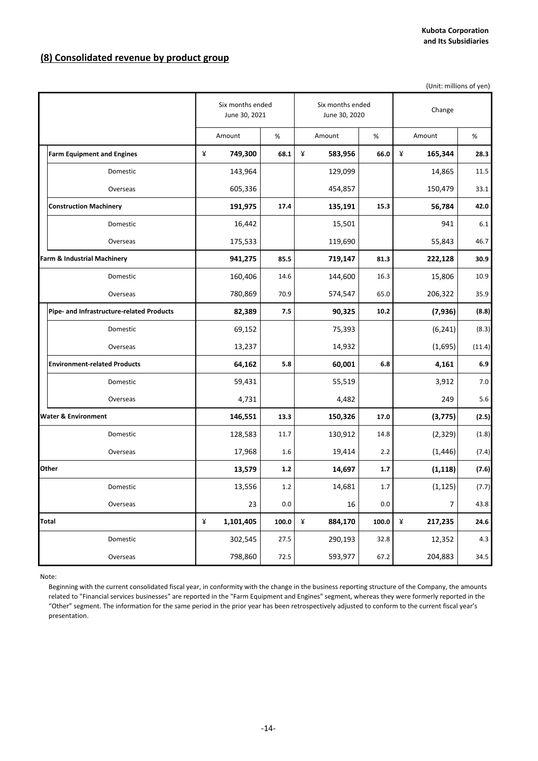Kubota Corporation
and Its Subsidiaries

## (8) Consolidated revenue by product group

(Unit: millions of yen)

| | Six months ended June 30, 2021 | | Six months ended June 30, 2020 | | Change | |
|---|---|---|---|---|---|---|
| | Amount | % | Amount | % | Amount | % |
| **Farm Equipment and Engines** | ¥ **749,300** | **68.1** | ¥ **583,956** | **66.0** | ¥ **165,344** | **28.3** |
| Domestic | 143,964 | | 129,099 | | 14,865 | 11.5 |
| Overseas | 605,336 | | 454,857 | | 150,479 | 33.1 |
| **Construction Machinery** | **191,975** | **17.4** | **135,191** | **15.3** | **56,784** | **42.0** |
| Domestic | 16,442 | | 15,501 | | 941 | 6.1 |
| Overseas | 175,533 | | 119,690 | | 55,843 | 46.7 |
| **Farm & Industrial Machinery** | **941,275** | **85.5** | **719,147** | **81.3** | **222,128** | **30.9** |
| Domestic | 160,406 | 14.6 | 144,600 | 16.3 | 15,806 | 10.9 |
| Overseas | 780,869 | 70.9 | 574,547 | 65.0 | 206,322 | 35.9 |
| **Pipe- and Infrastructure-related Products** | **82,389** | **7.5** | **90,325** | **10.2** | **(7,936)** | **(8.8)** |
| Domestic | 69,152 | | 75,393 | | (6,241) | (8.3) |
| Overseas | 13,237 | | 14,932 | | (1,695) | (11.4) |
| **Environment-related Products** | **64,162** | **5.8** | **60,001** | **6.8** | **4,161** | **6.9** |
| Domestic | 59,431 | | 55,519 | | 3,912 | 7.0 |
| Overseas | 4,731 | | 4,482 | | 249 | 5.6 |
| **Water & Environment** | **146,551** | **13.3** | **150,326** | **17.0** | **(3,775)** | **(2.5)** |
| Domestic | 128,583 | 11.7 | 130,912 | 14.8 | (2,329) | (1.8) |
| Overseas | 17,968 | 1.6 | 19,414 | 2.2 | (1,446) | (7.4) |
| **Other** | **13,579** | **1.2** | **14,697** | **1.7** | **(1,118)** | **(7.6)** |
| Domestic | 13,556 | 1.2 | 14,681 | 1.7 | (1,125) | (7.7) |
| Overseas | 23 | 0.0 | 16 | 0.0 | 7 | 43.8 |
| **Total** | ¥ **1,101,405** | **100.0** | ¥ **884,170** | **100.0** | ¥ **217,235** | **24.6** |
| Domestic | 302,545 | 27.5 | 290,193 | 32.8 | 12,352 | 4.3 |
| Overseas | 798,860 | 72.5 | 593,977 | 67.2 | 204,883 | 34.5 |

Note:

Beginning with the current consolidated fiscal year, in conformity with the change in the business reporting structure of the Company, the amounts related to "Financial services businesses" are reported in the "Farm Equipment and Engines" segment, whereas they were formerly reported in the "Other" segment. The information for the same period in the prior year has been retrospectively adjusted to conform to the current fiscal year's presentation.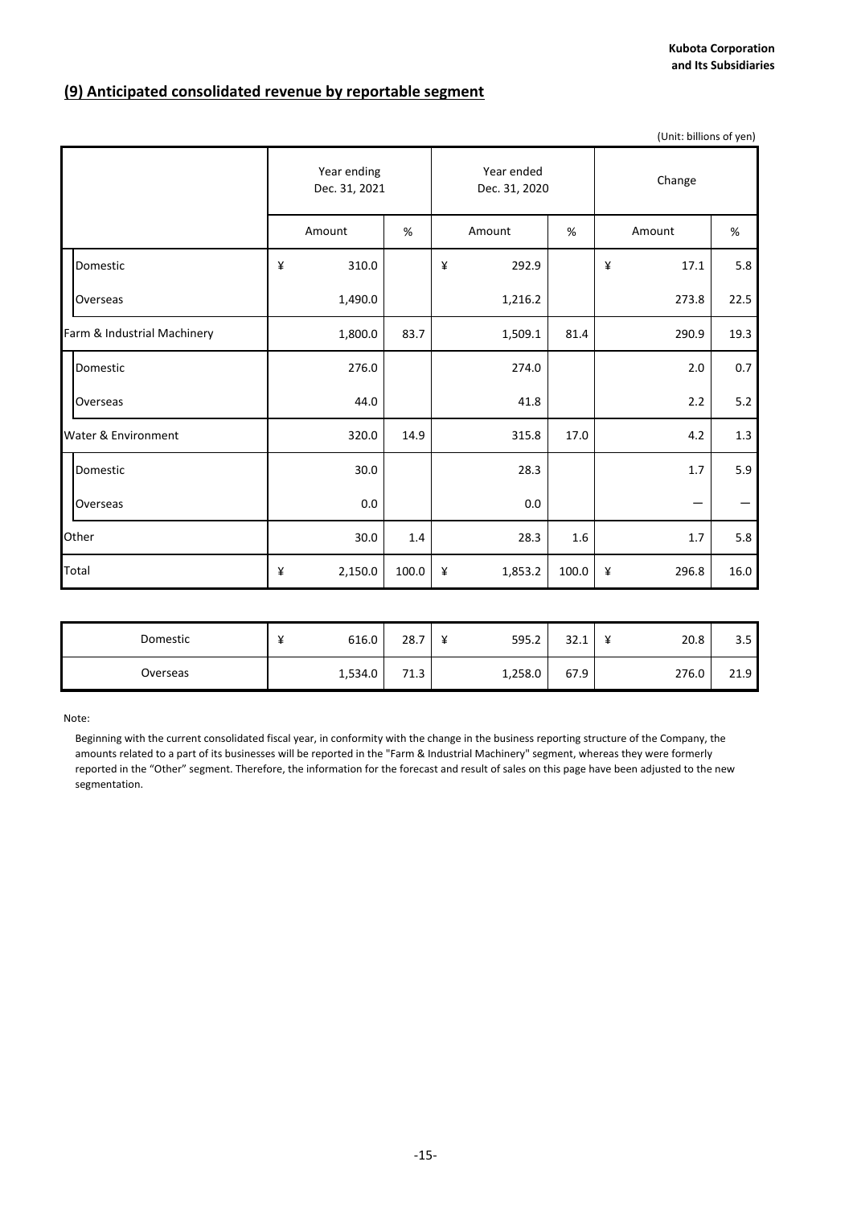## (9) Anticipated consolidated revenue by reportable segment

(Unit: billions of yen)

| | Year ending Dec. 31, 2021 | | Year ended Dec. 31, 2020 | | Change | |
|---|---|---|---|---|---|---|
| | Amount | % | Amount | % | Amount | % |
| Domestic | ¥ 310.0 | | ¥ 292.9 | | ¥ 17.1 | 5.8 |
| Overseas | 1,490.0 | | 1,216.2 | | 273.8 | 22.5 |
| Farm & Industrial Machinery | 1,800.0 | 83.7 | 1,509.1 | 81.4 | 290.9 | 19.3 |
| Domestic | 276.0 | | 274.0 | | 2.0 | 0.7 |
| Overseas | 44.0 | | 41.8 | | 2.2 | 5.2 |
| Water & Environment | 320.0 | 14.9 | 315.8 | 17.0 | 4.2 | 1.3 |
| Domestic | 30.0 | | 28.3 | | 1.7 | 5.9 |
| Overseas | 0.0 | | 0.0 | | — | — |
| Other | 30.0 | 1.4 | 28.3 | 1.6 | 1.7 | 5.8 |
| Total | ¥ 2,150.0 | 100.0 | ¥ 1,853.2 | 100.0 | ¥ 296.8 | 16.0 |

| | | | | | | |
|---|---|---|---|---|---|---|
| Domestic | ¥ 616.0 | 28.7 | ¥ 595.2 | 32.1 | ¥ 20.8 | 3.5 |
| Overseas | 1,534.0 | 71.3 | 1,258.0 | 67.9 | 276.0 | 21.9 |

Note:

Beginning with the current consolidated fiscal year, in conformity with the change in the business reporting structure of the Company, the amounts related to a part of its businesses will be reported in the "Farm & Industrial Machinery" segment, whereas they were formerly reported in the "Other" segment. Therefore, the information for the forecast and result of sales on this page have been adjusted to the new segmentation.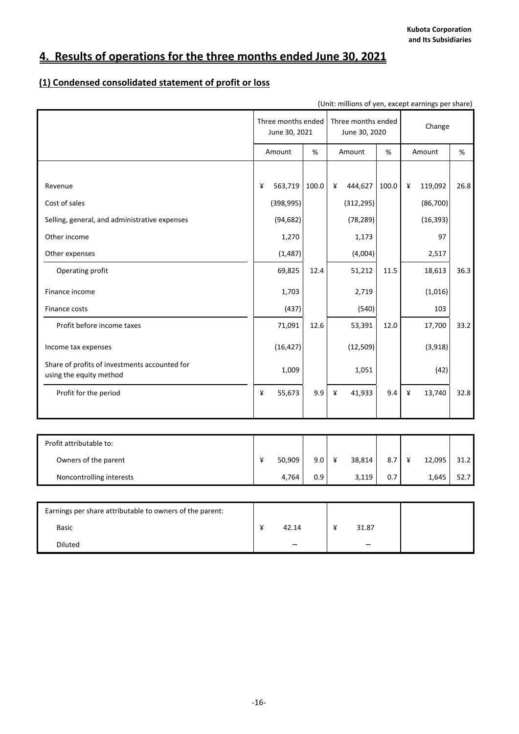## 4. Results of operations for the three months ended June 30, 2021

### (1) Condensed consolidated statement of profit or loss

(Unit: millions of yen, except earnings per share)

| | Three months ended June 30, 2021 | | Three months ended June 30, 2020 | | Change | |
|---|---|---|---|---|---|---|
| | Amount | % | Amount | % | Amount | % |
| Revenue | ¥ 563,719 | 100.0 | ¥ 444,627 | 100.0 | ¥ 119,092 | 26.8 |
| Cost of sales | (398,995) | | (312,295) | | (86,700) | |
| Selling, general, and administrative expenses | (94,682) | | (78,289) | | (16,393) | |
| Other income | 1,270 | | 1,173 | | 97 | |
| Other expenses | (1,487) | | (4,004) | | 2,517 | |
| Operating profit | 69,825 | 12.4 | 51,212 | 11.5 | 18,613 | 36.3 |
| Finance income | 1,703 | | 2,719 | | (1,016) | |
| Finance costs | (437) | | (540) | | 103 | |
| Profit before income taxes | 71,091 | 12.6 | 53,391 | 12.0 | 17,700 | 33.2 |
| Income tax expenses | (16,427) | | (12,509) | | (3,918) | |
| Share of profits of investments accounted for using the equity method | 1,009 | | 1,051 | | (42) | |
| Profit for the period | ¥ 55,673 | 9.9 | ¥ 41,933 | 9.4 | ¥ 13,740 | 32.8 |

| Profit attributable to: | | | | | | |
|---|---|---|---|---|---|---|
| Owners of the parent | ¥ 50,909 | 9.0 | ¥ 38,814 | 8.7 | ¥ 12,095 | 31.2 |
| Noncontrolling interests | 4,764 | 0.9 | 3,119 | 0.7 | 1,645 | 52.7 |

| Earnings per share attributable to owners of the parent: | | | |
|---|---|---|---|
| Basic | ¥ 42.14 | ¥ 31.87 | |
| Diluted | – | – | |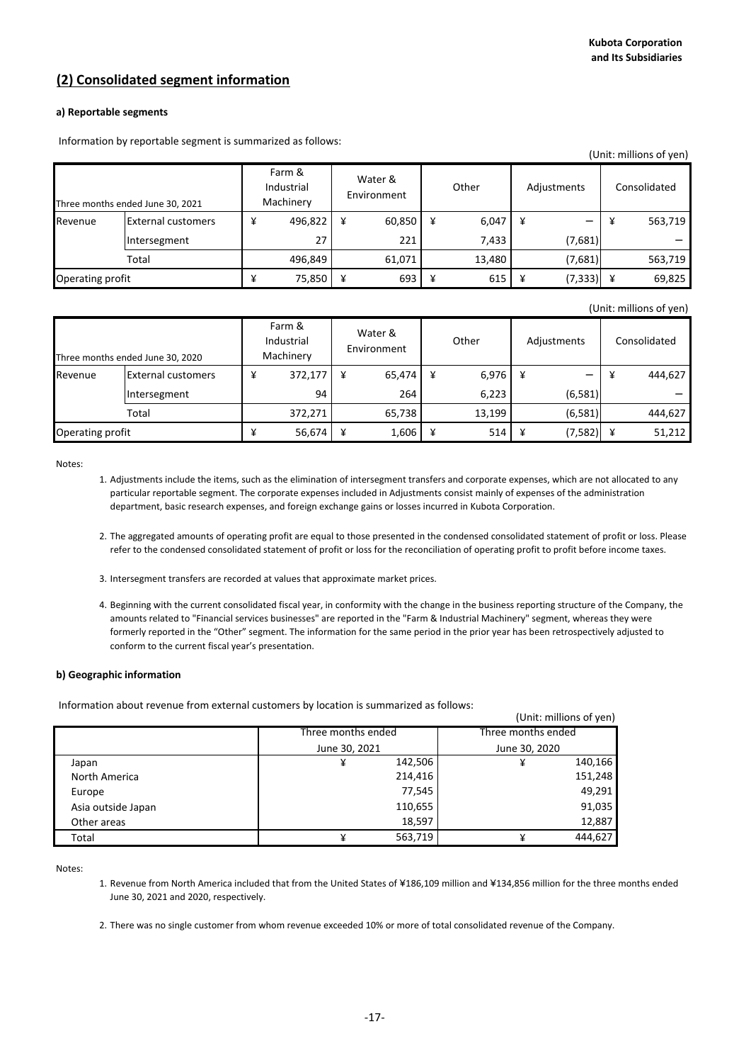## (2) Consolidated segment information

**a) Reportable segments**

Information by reportable segment is summarized as follows:

(Unit: millions of yen)

| Three months ended June 30, 2021 | | Farm & Industrial Machinery | Water & Environment | Other | Adjustments | Consolidated |
|---|---|---|---|---|---|---|
| Revenue | External customers | ¥ 496,822 | ¥ 60,850 | ¥ 6,047 | ¥ — | ¥ 563,719 |
| | Intersegment | 27 | 221 | 7,433 | (7,681) | — |
| | Total | 496,849 | 61,071 | 13,480 | (7,681) | 563,719 |
| Operating profit | | ¥ 75,850 | ¥ 693 | ¥ 615 | ¥ (7,333) | ¥ 69,825 |

(Unit: millions of yen)

| Three months ended June 30, 2020 | | Farm & Industrial Machinery | Water & Environment | Other | Adjustments | Consolidated |
|---|---|---|---|---|---|---|
| Revenue | External customers | ¥ 372,177 | ¥ 65,474 | ¥ 6,976 | ¥ — | ¥ 444,627 |
| | Intersegment | 94 | 264 | 6,223 | (6,581) | — |
| | Total | 372,271 | 65,738 | 13,199 | (6,581) | 444,627 |
| Operating profit | | ¥ 56,674 | ¥ 1,606 | ¥ 514 | ¥ (7,582) | ¥ 51,212 |

Notes:

1. Adjustments include the items, such as the elimination of intersegment transfers and corporate expenses, which are not allocated to any particular reportable segment. The corporate expenses included in Adjustments consist mainly of expenses of the administration department, basic research expenses, and foreign exchange gains or losses incurred in Kubota Corporation.
2. The aggregated amounts of operating profit are equal to those presented in the condensed consolidated statement of profit or loss. Please refer to the condensed consolidated statement of profit or loss for the reconciliation of operating profit to profit before income taxes.
3. Intersegment transfers are recorded at values that approximate market prices.
4. Beginning with the current consolidated fiscal year, in conformity with the change in the business reporting structure of the Company, the amounts related to "Financial services businesses" are reported in the "Farm & Industrial Machinery" segment, whereas they were formerly reported in the "Other" segment. The information for the same period in the prior year has been retrospectively adjusted to conform to the current fiscal year's presentation.

**b) Geographic information**

Information about revenue from external customers by location is summarized as follows:

(Unit: millions of yen)

| | Three months ended June 30, 2021 | Three months ended June 30, 2020 |
|---|---|---|
| Japan | ¥ 142,506 | ¥ 140,166 |
| North America | 214,416 | 151,248 |
| Europe | 77,545 | 49,291 |
| Asia outside Japan | 110,655 | 91,035 |
| Other areas | 18,597 | 12,887 |
| Total | ¥ 563,719 | ¥ 444,627 |

Notes:

1. Revenue from North America included that from the United States of ¥186,109 million and ¥134,856 million for the three months ended June 30, 2021 and 2020, respectively.
2. There was no single customer from whom revenue exceeded 10% or more of total consolidated revenue of the Company.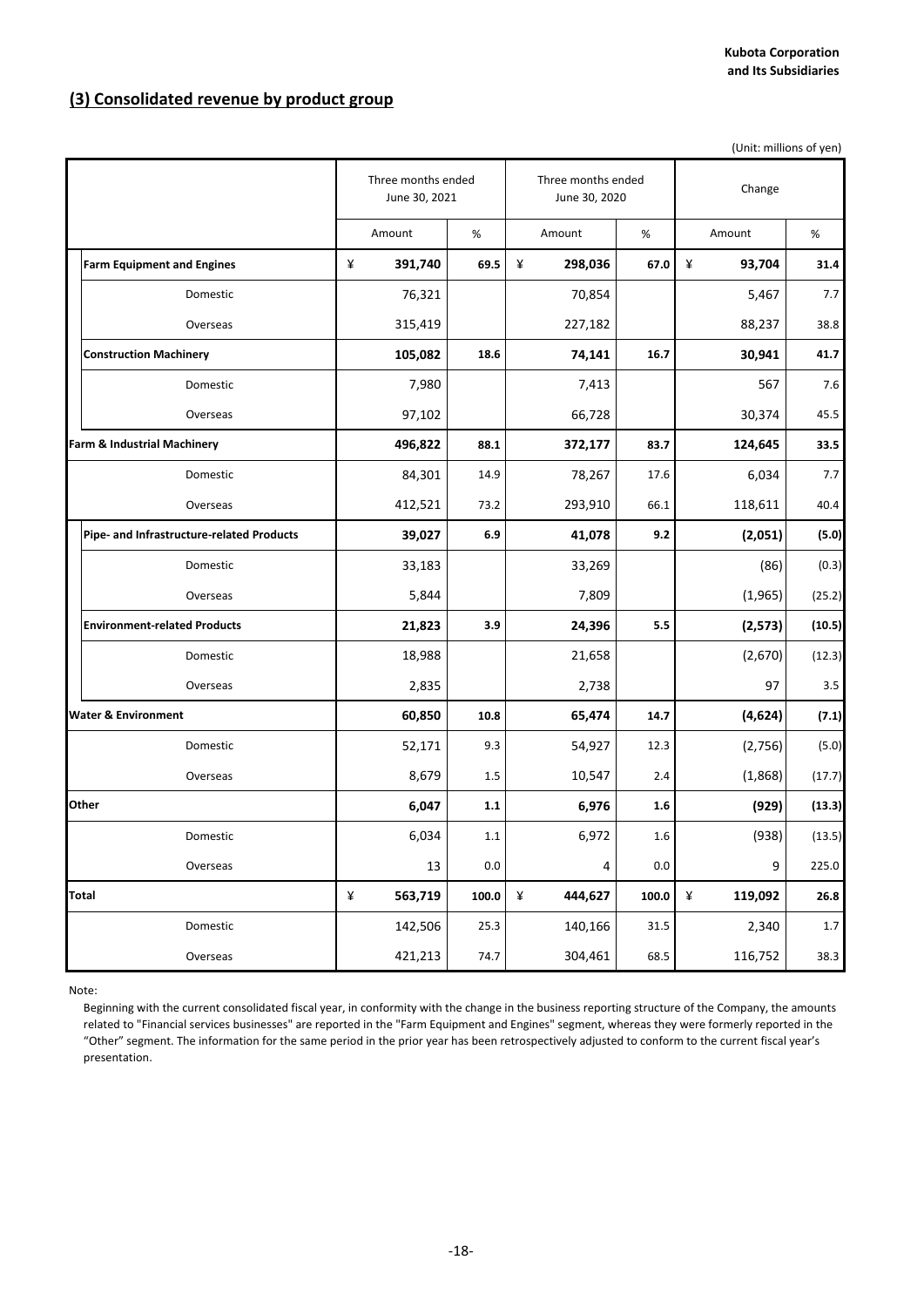## (3) Consolidated revenue by product group

(Unit: millions of yen)

| | Three months ended June 30, 2021 | | Three months ended June 30, 2020 | | Change | |
|---|---|---|---|---|---|---|
| | Amount | % | Amount | % | Amount | % |
| **Farm Equipment and Engines** | **¥ 391,740** | **69.5** | **¥ 298,036** | **67.0** | **¥ 93,704** | **31.4** |
| Domestic | 76,321 | | 70,854 | | 5,467 | 7.7 |
| Overseas | 315,419 | | 227,182 | | 88,237 | 38.8 |
| **Construction Machinery** | **105,082** | **18.6** | **74,141** | **16.7** | **30,941** | **41.7** |
| Domestic | 7,980 | | 7,413 | | 567 | 7.6 |
| Overseas | 97,102 | | 66,728 | | 30,374 | 45.5 |
| **Farm & Industrial Machinery** | **496,822** | **88.1** | **372,177** | **83.7** | **124,645** | **33.5** |
| Domestic | 84,301 | 14.9 | 78,267 | 17.6 | 6,034 | 7.7 |
| Overseas | 412,521 | 73.2 | 293,910 | 66.1 | 118,611 | 40.4 |
| **Pipe- and Infrastructure-related Products** | **39,027** | **6.9** | **41,078** | **9.2** | **(2,051)** | **(5.0)** |
| Domestic | 33,183 | | 33,269 | | (86) | (0.3) |
| Overseas | 5,844 | | 7,809 | | (1,965) | (25.2) |
| **Environment-related Products** | **21,823** | **3.9** | **24,396** | **5.5** | **(2,573)** | **(10.5)** |
| Domestic | 18,988 | | 21,658 | | (2,670) | (12.3) |
| Overseas | 2,835 | | 2,738 | | 97 | 3.5 |
| **Water & Environment** | **60,850** | **10.8** | **65,474** | **14.7** | **(4,624)** | **(7.1)** |
| Domestic | 52,171 | 9.3 | 54,927 | 12.3 | (2,756) | (5.0) |
| Overseas | 8,679 | 1.5 | 10,547 | 2.4 | (1,868) | (17.7) |
| **Other** | **6,047** | **1.1** | **6,976** | **1.6** | **(929)** | **(13.3)** |
| Domestic | 6,034 | 1.1 | 6,972 | 1.6 | (938) | (13.5) |
| Overseas | 13 | 0.0 | 4 | 0.0 | 9 | 225.0 |
| **Total** | **¥ 563,719** | **100.0** | **¥ 444,627** | **100.0** | **¥ 119,092** | **26.8** |
| Domestic | 142,506 | 25.3 | 140,166 | 31.5 | 2,340 | 1.7 |
| Overseas | 421,213 | 74.7 | 304,461 | 68.5 | 116,752 | 38.3 |

Note:

Beginning with the current consolidated fiscal year, in conformity with the change in the business reporting structure of the Company, the amounts related to "Financial services businesses" are reported in the "Farm Equipment and Engines" segment, whereas they were formerly reported in the "Other" segment. The information for the same period in the prior year has been retrospectively adjusted to conform to the current fiscal year's presentation.